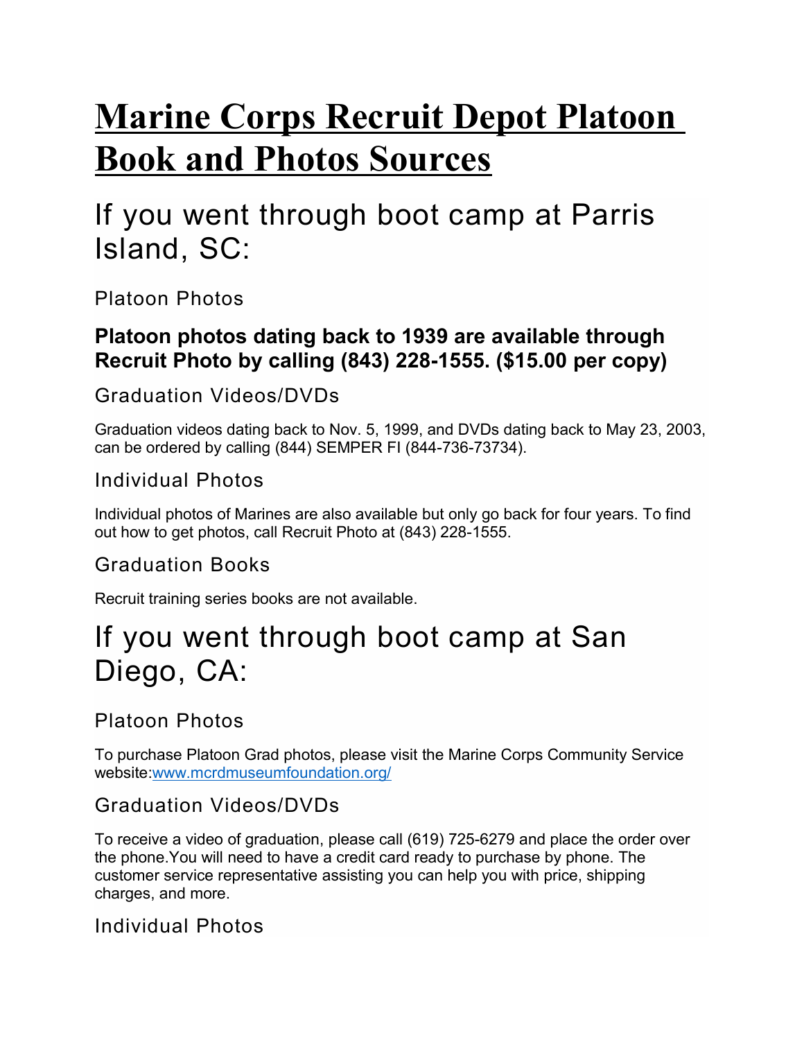# Marine Corps Recruit Depot Platoon Book and Photos Sources

## If you went through boot camp at Parris Island, SC:

### Platoon Photos

**Platoon photos dating back to 1939 are available through Recruit Photo by calling (843) 228-1555. ($15.00 per copy)**

### Graduation Videos/DVDs

Graduation videos dating back to Nov. 5, 1999, and DVDs dating back to May 23, 2003, can be ordered by calling (844) SEMPER FI (844-736-73734).

### Individual Photos

Individual photos of Marines are also available but only go back for four years. To find out how to get photos, call Recruit Photo at (843) 228-1555.

### Graduation Books

Recruit training series books are not available.

## If you went through boot camp at San Diego, CA:

### Platoon Photos

To purchase Platoon Grad photos, please visit the Marine Corps Community Service website:[www.mcrdmuseumfoundation.org/](http://www.mcrdmuseumfoundation.org/)

### Graduation Videos/DVDs

To receive a video of graduation, please call (619) 725-6279 and place the order over the phone.You will need to have a credit card ready to purchase by phone. The customer service representative assisting you can help you with price, shipping charges, and more.

### Individual Photos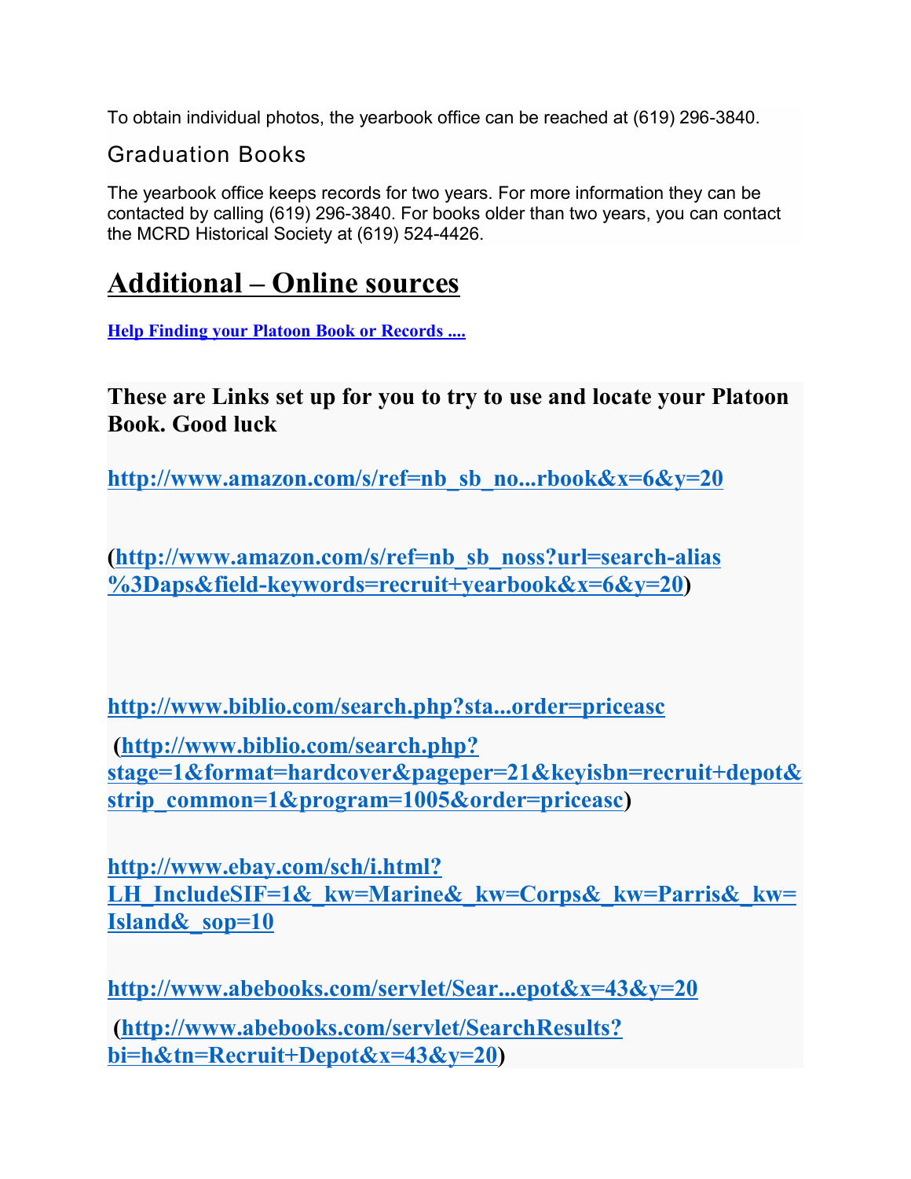To obtain individual photos, the yearbook office can be reached at (619) 296-3840.

### Graduation Books

The yearbook office keeps records for two years. For more information they can be contacted by calling (619) 296-3840. For books older than two years, you can contact the MCRD Historical Society at (619) 524-4426.

# Additional – Online sources

**Help Finding your Platoon Book or Records ....**

**These are Links set up for you to try to use and locate your Platoon Book. Good luck**

**http://www.amazon.com/s/ref=nb_sb_no...rbook&x=6&y=20**

**(http://www.amazon.com/s/ref=nb_sb_noss?url=search-alias%3Daps&field-keywords=recruit+yearbook&x=6&y=20)**

**http://www.biblio.com/search.php?sta...order=priceasc**

**(http://www.biblio.com/search.php?stage=1&format=hardcover&pageper=21&keyisbn=recruit+depot&strip_common=1&program=1005&order=priceasc)**

**http://www.ebay.com/sch/i.html?LH_IncludeSIF=1&_kw=Marine&_kw=Corps&_kw=Parris&_kw=Island&_sop=10**

**http://www.abebooks.com/servlet/Sear...epot&x=43&y=20**

**(http://www.abebooks.com/servlet/SearchResults?bi=h&tn=Recruit+Depot&x=43&y=20)**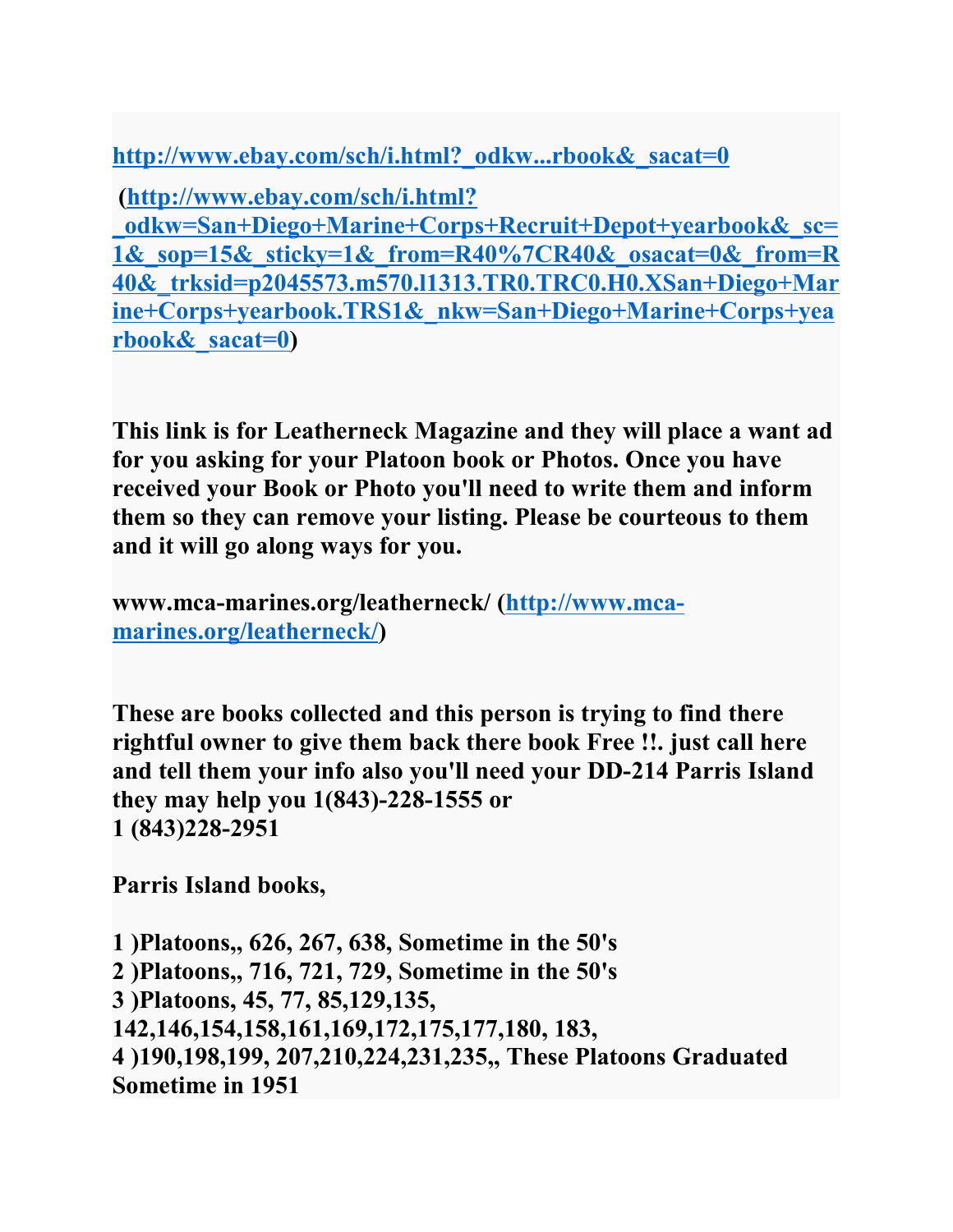[http://www.ebay.com/sch/i.html?_odkw...rbook&_sacat=0](http://www.ebay.com/sch/i.html?_odkw=San+Diego+Marine+Corps+Recruit+Depot+yearbook&_sc=1&_sop=15&_sticky=1&_from=R40%7CR40&_osacat=0&_from=R40&_trksid=p2045573.m570.l1313.TR0.TRC0.H0.XSan+Diego+Marine+Corps+yearbook.TRS1&_nkw=San+Diego+Marine+Corps+yearbook&_sacat=0)

**(http://www.ebay.com/sch/i.html?_odkw=San+Diego+Marine+Corps+Recruit+Depot+yearbook&_sc=1&_sop=15&_sticky=1&_from=R40%7CR40&_osacat=0&_from=R40&_trksid=p2045573.m570.l1313.TR0.TRC0.H0.XSan+Diego+Marine+Corps+yearbook.TRS1&_nkw=San+Diego+Marine+Corps+yearbook&_sacat=0)**

**This link is for Leatherneck Magazine and they will place a want ad for you asking for your Platoon book or Photos. Once you have received your Book or Photo you'll need to write them and inform them so they can remove your listing. Please be courteous to them and it will go along ways for you.**

**www.mca-marines.org/leatherneck/ (http://www.mca-marines.org/leatherneck/)**

**These are books collected and this person is trying to find there rightful owner to give them back there book Free !!. just call here and tell them your info also you'll need your DD-214 Parris Island they may help you 1(843)-228-1555 or**
**1 (843)228-2951**

**Parris Island books,**

**1 )Platoons,, 626, 267, 638, Sometime in the 50's**
**2 )Platoons,, 716, 721, 729, Sometime in the 50's**
**3 )Platoons, 45, 77, 85,129,135, 142,146,154,158,161,169,172,175,177,180, 183,**
**4 )190,198,199, 207,210,224,231,235,, These Platoons Graduated Sometime in 1951**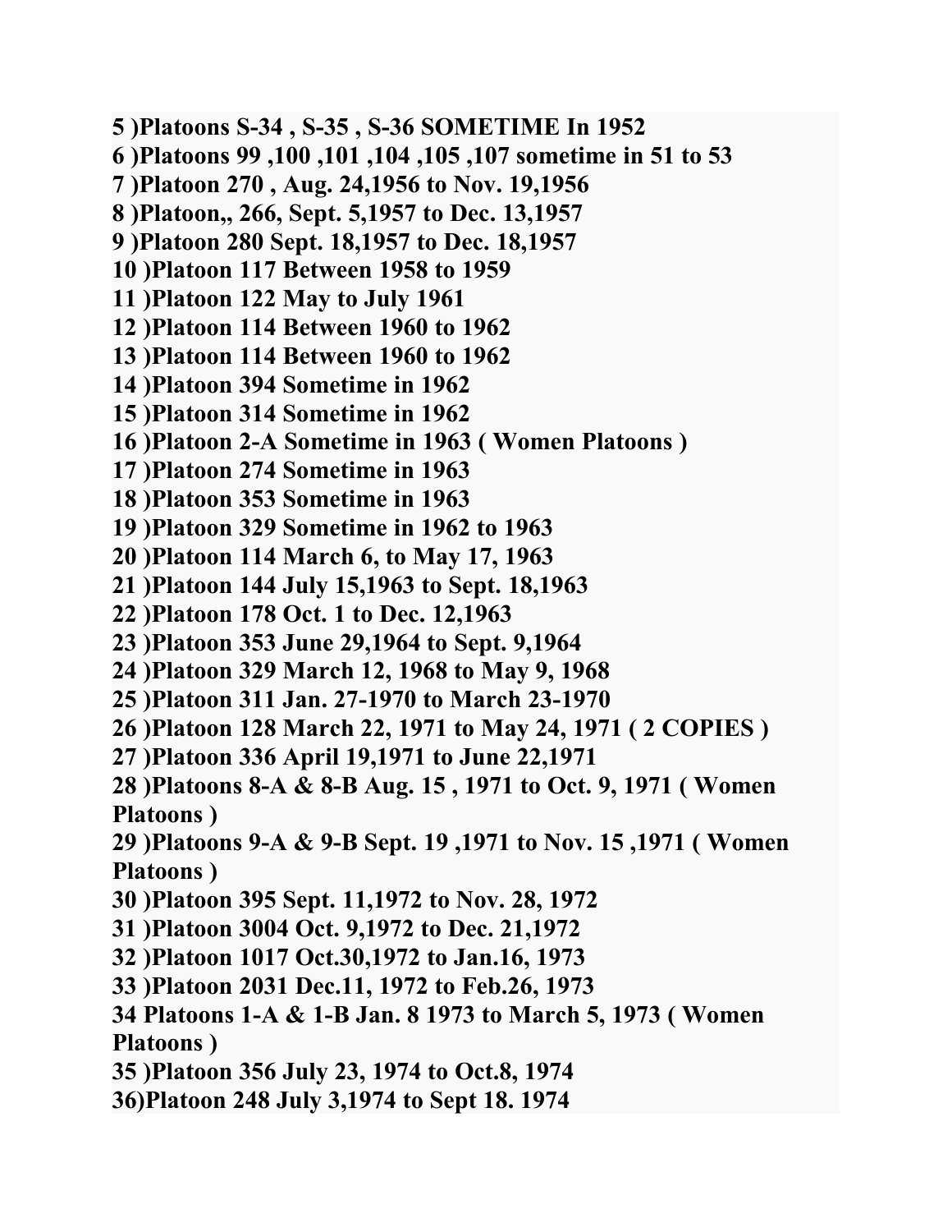**5 )Platoons S-34 , S-35 , S-36 SOMETIME In 1952**
**6 )Platoons 99 ,100 ,101 ,104 ,105 ,107 sometime in 51 to 53**
**7 )Platoon 270 , Aug. 24,1956 to Nov. 19,1956**
**8 )Platoon,, 266, Sept. 5,1957 to Dec. 13,1957**
**9 )Platoon 280 Sept. 18,1957 to Dec. 18,1957**
**10 )Platoon 117 Between 1958 to 1959**
**11 )Platoon 122 May to July 1961**
**12 )Platoon 114 Between 1960 to 1962**
**13 )Platoon 114 Between 1960 to 1962**
**14 )Platoon 394 Sometime in 1962**
**15 )Platoon 314 Sometime in 1962**
**16 )Platoon 2-A Sometime in 1963 ( Women Platoons )**
**17 )Platoon 274 Sometime in 1963**
**18 )Platoon 353 Sometime in 1963**
**19 )Platoon 329 Sometime in 1962 to 1963**
**20 )Platoon 114 March 6, to May 17, 1963**
**21 )Platoon 144 July 15,1963 to Sept. 18,1963**
**22 )Platoon 178 Oct. 1 to Dec. 12,1963**
**23 )Platoon 353 June 29,1964 to Sept. 9,1964**
**24 )Platoon 329 March 12, 1968 to May 9, 1968**
**25 )Platoon 311 Jan. 27-1970 to March 23-1970**
**26 )Platoon 128 March 22, 1971 to May 24, 1971 ( 2 COPIES )**
**27 )Platoon 336 April 19,1971 to June 22,1971**
**28 )Platoons 8-A & 8-B Aug. 15 , 1971 to Oct. 9, 1971 ( Women Platoons )**
**29 )Platoons 9-A & 9-B Sept. 19 ,1971 to Nov. 15 ,1971 ( Women Platoons )**
**30 )Platoon 395 Sept. 11,1972 to Nov. 28, 1972**
**31 )Platoon 3004 Oct. 9,1972 to Dec. 21,1972**
**32 )Platoon 1017 Oct.30,1972 to Jan.16, 1973**
**33 )Platoon 2031 Dec.11, 1972 to Feb.26, 1973**
**34 Platoons 1-A & 1-B Jan. 8 1973 to March 5, 1973 ( Women Platoons )**
**35 )Platoon 356 July 23, 1974 to Oct.8, 1974**
**36)Platoon 248 July 3,1974 to Sept 18. 1974**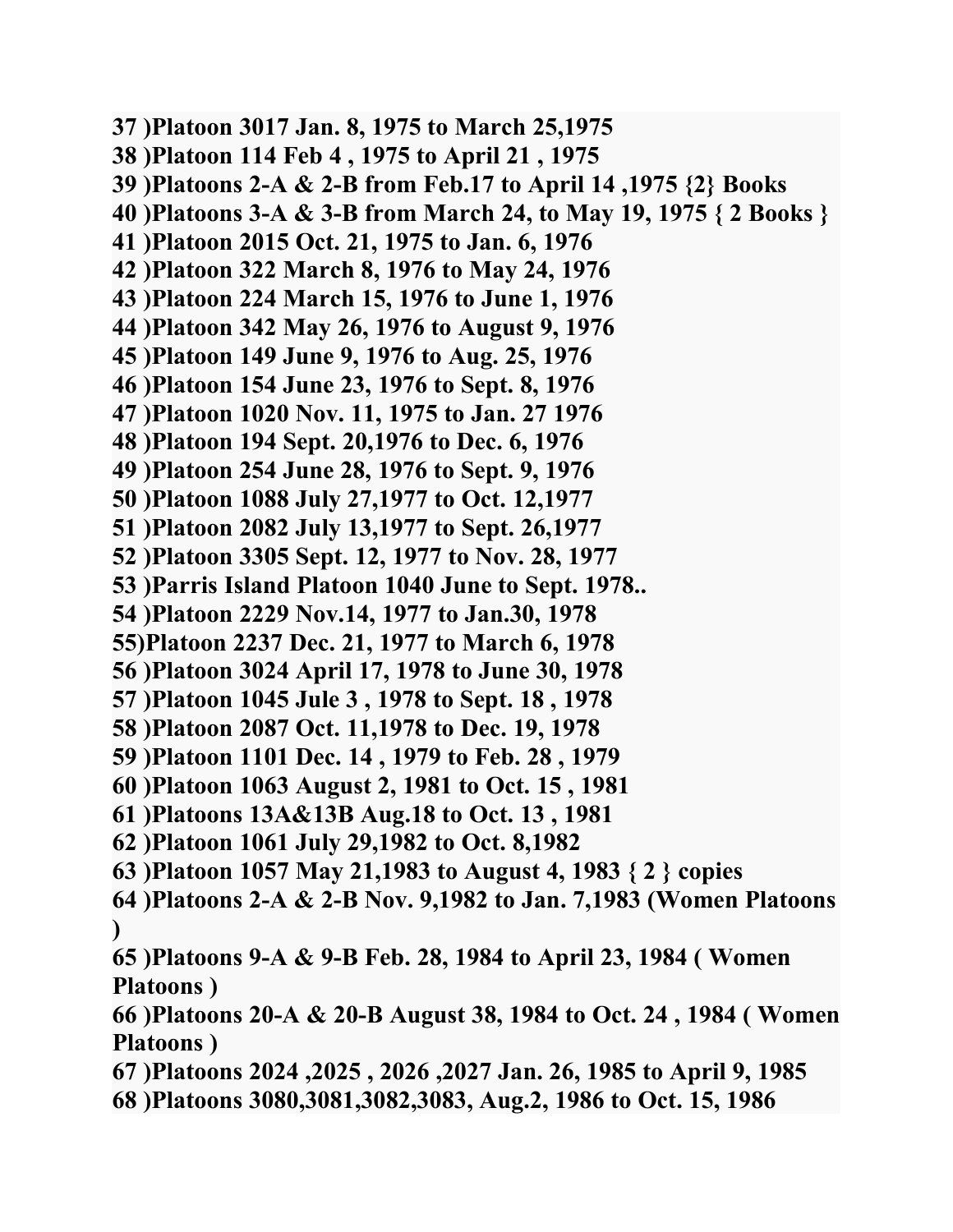**37 )Platoon 3017 Jan. 8, 1975 to March 25,1975**
**38 )Platoon 114 Feb 4 , 1975 to April 21 , 1975**
**39 )Platoons 2-A & 2-B from Feb.17 to April 14 ,1975 {2} Books**
**40 )Platoons 3-A & 3-B from March 24, to May 19, 1975 { 2 Books }**
**41 )Platoon 2015 Oct. 21, 1975 to Jan. 6, 1976**
**42 )Platoon 322 March 8, 1976 to May 24, 1976**
**43 )Platoon 224 March 15, 1976 to June 1, 1976**
**44 )Platoon 342 May 26, 1976 to August 9, 1976**
**45 )Platoon 149 June 9, 1976 to Aug. 25, 1976**
**46 )Platoon 154 June 23, 1976 to Sept. 8, 1976**
**47 )Platoon 1020 Nov. 11, 1975 to Jan. 27 1976**
**48 )Platoon 194 Sept. 20,1976 to Dec. 6, 1976**
**49 )Platoon 254 June 28, 1976 to Sept. 9, 1976**
**50 )Platoon 1088 July 27,1977 to Oct. 12,1977**
**51 )Platoon 2082 July 13,1977 to Sept. 26,1977**
**52 )Platoon 3305 Sept. 12, 1977 to Nov. 28, 1977**
**53 )Parris Island Platoon 1040 June to Sept. 1978..**
**54 )Platoon 2229 Nov.14, 1977 to Jan.30, 1978**
**55)Platoon 2237 Dec. 21, 1977 to March 6, 1978**
**56 )Platoon 3024 April 17, 1978 to June 30, 1978**
**57 )Platoon 1045 Jule 3 , 1978 to Sept. 18 , 1978**
**58 )Platoon 2087 Oct. 11,1978 to Dec. 19, 1978**
**59 )Platoon 1101 Dec. 14 , 1979 to Feb. 28 , 1979**
**60 )Platoon 1063 August 2, 1981 to Oct. 15 , 1981**
**61 )Platoons 13A&13B Aug.18 to Oct. 13 , 1981**
**62 )Platoon 1061 July 29,1982 to Oct. 8,1982**
**63 )Platoon 1057 May 21,1983 to August 4, 1983 { 2 } copies**
**64 )Platoons 2-A & 2-B Nov. 9,1982 to Jan. 7,1983 (Women Platoons )**
**65 )Platoons 9-A & 9-B Feb. 28, 1984 to April 23, 1984 ( Women Platoons )**
**66 )Platoons 20-A & 20-B August 38, 1984 to Oct. 24 , 1984 ( Women Platoons )**
**67 )Platoons 2024 ,2025 , 2026 ,2027 Jan. 26, 1985 to April 9, 1985**
**68 )Platoons 3080,3081,3082,3083, Aug.2, 1986 to Oct. 15, 1986**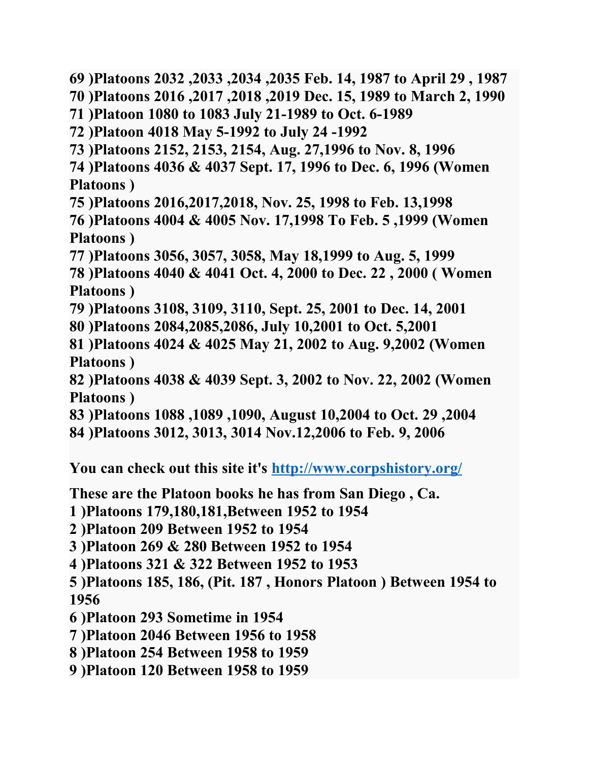**69 )Platoons 2032 ,2033 ,2034 ,2035 Feb. 14, 1987 to April 29 , 1987**
**70 )Platoons 2016 ,2017 ,2018 ,2019 Dec. 15, 1989 to March 2, 1990**
**71 )Platoon 1080 to 1083 July 21-1989 to Oct. 6-1989**
**72 )Platoon 4018 May 5-1992 to July 24 -1992**
**73 )Platoons 2152, 2153, 2154, Aug. 27,1996 to Nov. 8, 1996**
**74 )Platoons 4036 & 4037 Sept. 17, 1996 to Dec. 6, 1996 (Women Platoons )**
**75 )Platoons 2016,2017,2018, Nov. 25, 1998 to Feb. 13,1998**
**76 )Platoons 4004 & 4005 Nov. 17,1998 To Feb. 5 ,1999 (Women Platoons )**
**77 )Platoons 3056, 3057, 3058, May 18,1999 to Aug. 5, 1999**
**78 )Platoons 4040 & 4041 Oct. 4, 2000 to Dec. 22 , 2000 ( Women Platoons )**
**79 )Platoons 3108, 3109, 3110, Sept. 25, 2001 to Dec. 14, 2001**
**80 )Platoons 2084,2085,2086, July 10,2001 to Oct. 5,2001**
**81 )Platoons 4024 & 4025 May 21, 2002 to Aug. 9,2002 (Women Platoons )**
**82 )Platoons 4038 & 4039 Sept. 3, 2002 to Nov. 22, 2002 (Women Platoons )**
**83 )Platoons 1088 ,1089 ,1090, August 10,2004 to Oct. 29 ,2004**
**84 )Platoons 3012, 3013, 3014 Nov.12,2006 to Feb. 9, 2006**

**You can check out this site it's [http://www.corpshistory.org/](http://www.corpshistory.org/)**

**These are the Platoon books he has from San Diego , Ca.**
**1 )Platoons 179,180,181,Between 1952 to 1954**
**2 )Platoon 209 Between 1952 to 1954**
**3 )Platoon 269 & 280 Between 1952 to 1954**
**4 )Platoons 321 & 322 Between 1952 to 1953**
**5 )Platoons 185, 186, (Plt. 187 , Honors Platoon ) Between 1954 to 1956**
**6 )Platoon 293 Sometime in 1954**
**7 )Platoon 2046 Between 1956 to 1958**
**8 )Platoon 254 Between 1958 to 1959**
**9 )Platoon 120 Between 1958 to 1959**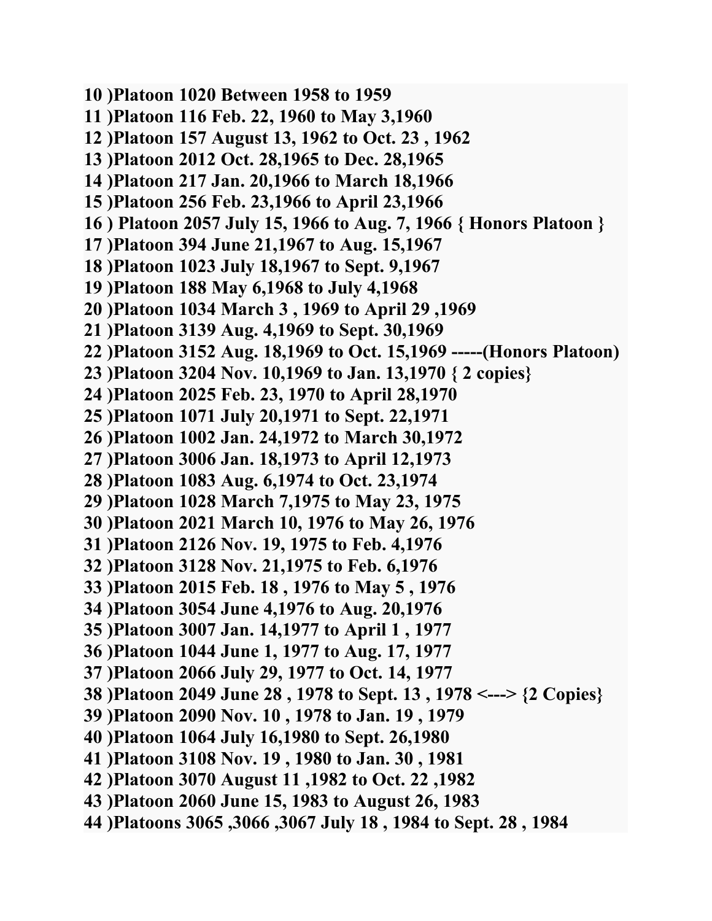**10 )Platoon 1020 Between 1958 to 1959**
**11 )Platoon 116 Feb. 22, 1960 to May 3,1960**
**12 )Platoon 157 August 13, 1962 to Oct. 23 , 1962**
**13 )Platoon 2012 Oct. 28,1965 to Dec. 28,1965**
**14 )Platoon 217 Jan. 20,1966 to March 18,1966**
**15 )Platoon 256 Feb. 23,1966 to April 23,1966**
**16 ) Platoon 2057 July 15, 1966 to Aug. 7, 1966 { Honors Platoon }**
**17 )Platoon 394 June 21,1967 to Aug. 15,1967**
**18 )Platoon 1023 July 18,1967 to Sept. 9,1967**
**19 )Platoon 188 May 6,1968 to July 4,1968**
**20 )Platoon 1034 March 3 , 1969 to April 29 ,1969**
**21 )Platoon 3139 Aug. 4,1969 to Sept. 30,1969**
**22 )Platoon 3152 Aug. 18,1969 to Oct. 15,1969 -----(Honors Platoon)**
**23 )Platoon 3204 Nov. 10,1969 to Jan. 13,1970 { 2 copies}**
**24 )Platoon 2025 Feb. 23, 1970 to April 28,1970**
**25 )Platoon 1071 July 20,1971 to Sept. 22,1971**
**26 )Platoon 1002 Jan. 24,1972 to March 30,1972**
**27 )Platoon 3006 Jan. 18,1973 to April 12,1973**
**28 )Platoon 1083 Aug. 6,1974 to Oct. 23,1974**
**29 )Platoon 1028 March 7,1975 to May 23, 1975**
**30 )Platoon 2021 March 10, 1976 to May 26, 1976**
**31 )Platoon 2126 Nov. 19, 1975 to Feb. 4,1976**
**32 )Platoon 3128 Nov. 21,1975 to Feb. 6,1976**
**33 )Platoon 2015 Feb. 18 , 1976 to May 5 , 1976**
**34 )Platoon 3054 June 4,1976 to Aug. 20,1976**
**35 )Platoon 3007 Jan. 14,1977 to April 1 , 1977**
**36 )Platoon 1044 June 1, 1977 to Aug. 17, 1977**
**37 )Platoon 2066 July 29, 1977 to Oct. 14, 1977**
**38 )Platoon 2049 June 28 , 1978 to Sept. 13 , 1978 <---> {2 Copies}**
**39 )Platoon 2090 Nov. 10 , 1978 to Jan. 19 , 1979**
**40 )Platoon 1064 July 16,1980 to Sept. 26,1980**
**41 )Platoon 3108 Nov. 19 , 1980 to Jan. 30 , 1981**
**42 )Platoon 3070 August 11 ,1982 to Oct. 22 ,1982**
**43 )Platoon 2060 June 15, 1983 to August 26, 1983**
**44 )Platoons 3065 ,3066 ,3067 July 18 , 1984 to Sept. 28 , 1984**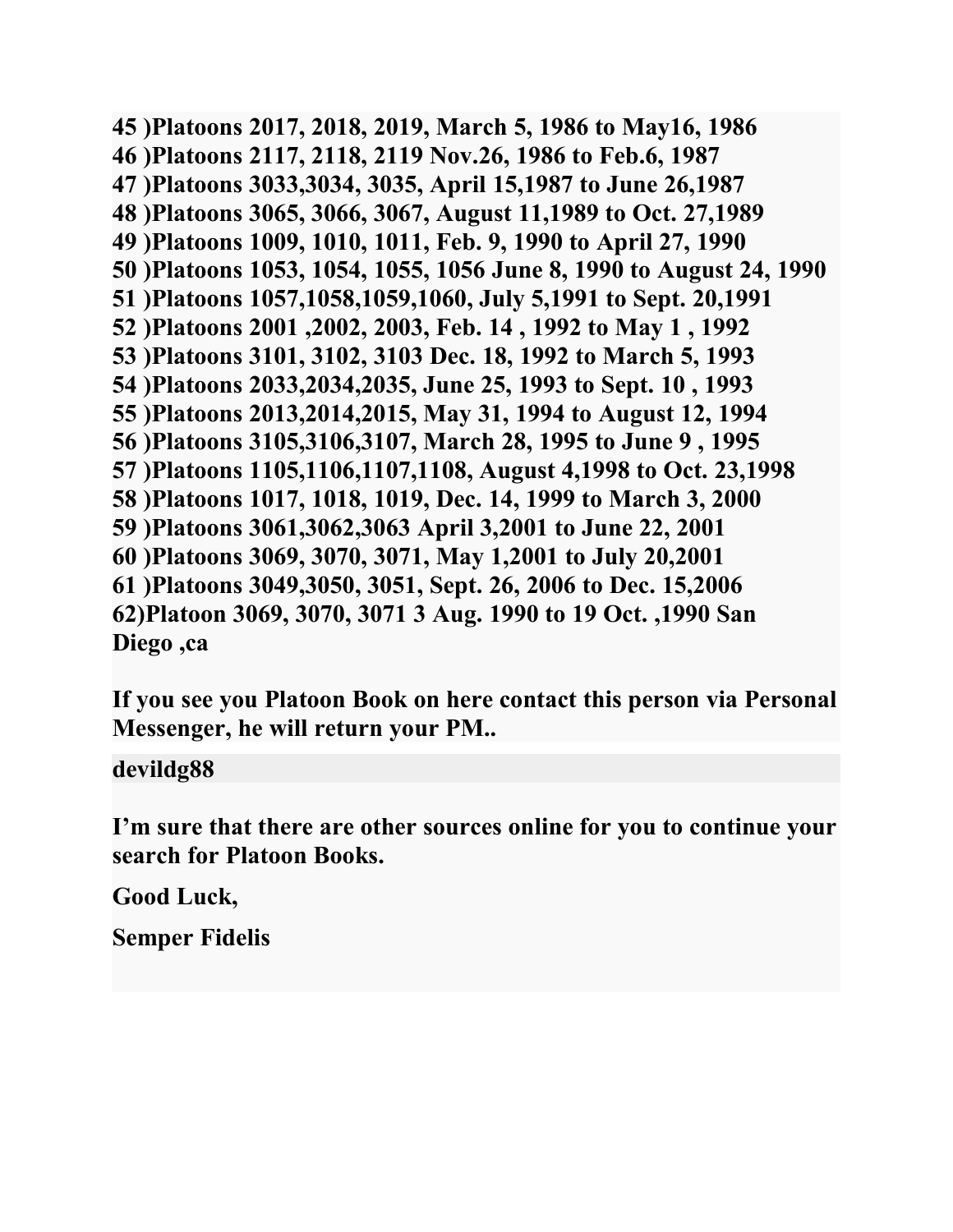**45 )Platoons 2017, 2018, 2019, March 5, 1986 to May16, 1986**
**46 )Platoons 2117, 2118, 2119 Nov.26, 1986 to Feb.6, 1987**
**47 )Platoons 3033,3034, 3035, April 15,1987 to June 26,1987**
**48 )Platoons 3065, 3066, 3067, August 11,1989 to Oct. 27,1989**
**49 )Platoons 1009, 1010, 1011, Feb. 9, 1990 to April 27, 1990**
**50 )Platoons 1053, 1054, 1055, 1056 June 8, 1990 to August 24, 1990**
**51 )Platoons 1057,1058,1059,1060, July 5,1991 to Sept. 20,1991**
**52 )Platoons 2001 ,2002, 2003, Feb. 14 , 1992 to May 1 , 1992**
**53 )Platoons 3101, 3102, 3103 Dec. 18, 1992 to March 5, 1993**
**54 )Platoons 2033,2034,2035, June 25, 1993 to Sept. 10 , 1993**
**55 )Platoons 2013,2014,2015, May 31, 1994 to August 12, 1994**
**56 )Platoons 3105,3106,3107, March 28, 1995 to June 9 , 1995**
**57 )Platoons 1105,1106,1107,1108, August 4,1998 to Oct. 23,1998**
**58 )Platoons 1017, 1018, 1019, Dec. 14, 1999 to March 3, 2000**
**59 )Platoons 3061,3062,3063 April 3,2001 to June 22, 2001**
**60 )Platoons 3069, 3070, 3071, May 1,2001 to July 20,2001**
**61 )Platoons 3049,3050, 3051, Sept. 26, 2006 to Dec. 15,2006**
**62)Platoon 3069, 3070, 3071 3 Aug. 1990 to 19 Oct. ,1990 San Diego ,ca**

**If you see you Platoon Book on here contact this person via Personal Messenger, he will return your PM..**

**devildg88**

**I'm sure that there are other sources online for you to continue your search for Platoon Books.**

**Good Luck,**

**Semper Fidelis**